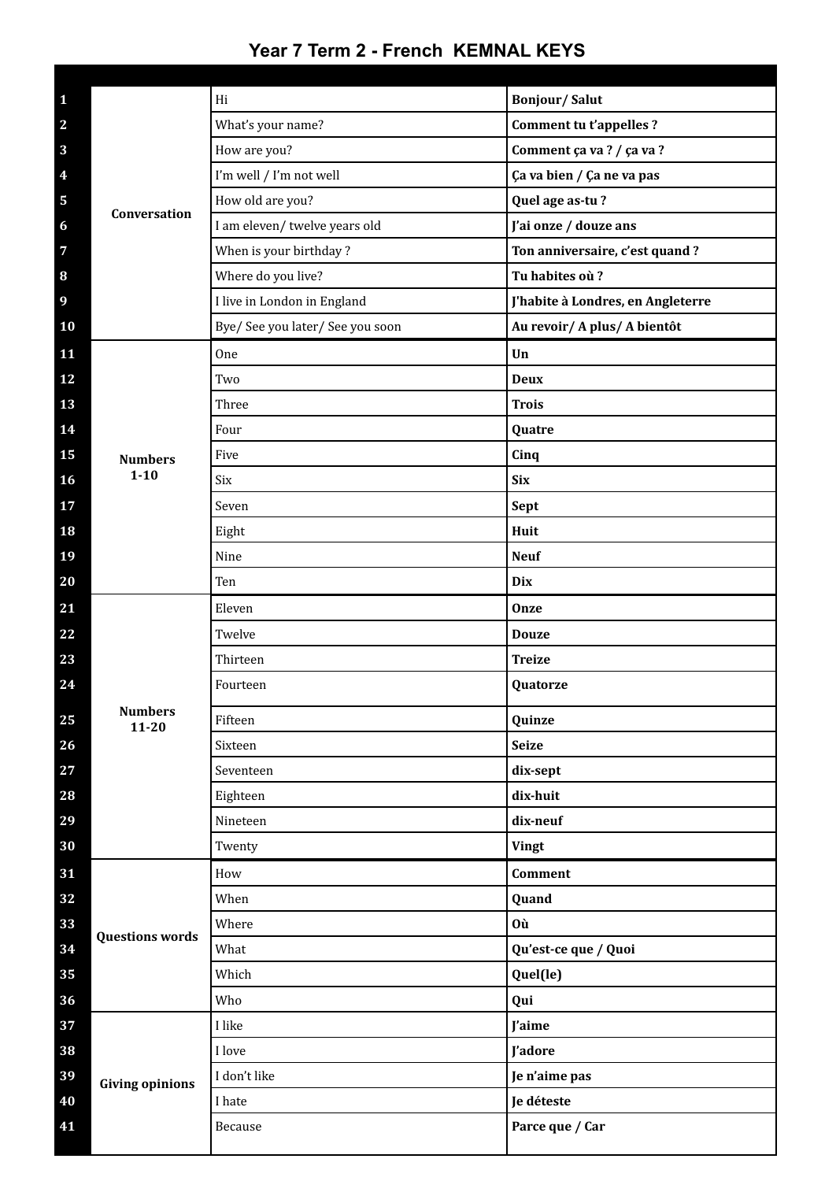# Year 7 Term 2 - French KEMNAL KEYS

| | | | |
|---|---|---|---|
| 1 | Conversation | Hi | **Bonjour/ Salut** |
| 2 | | What's your name? | **Comment tu t'appelles ?** |
| 3 | | How are you? | **Comment ça va ? / ça va ?** |
| 4 | | I'm well / I'm not well | **Ça va bien / Ça ne va pas** |
| 5 | | How old are you? | **Quel age as-tu ?** |
| 6 | | I am eleven/ twelve years old | **J'ai onze / douze ans** |
| 7 | | When is your birthday ? | **Ton anniversaire, c'est quand ?** |
| 8 | | Where do you live? | **Tu habites où ?** |
| 9 | | I live in London in England | **J'habite à Londres, en Angleterre** |
| 10 | | Bye/ See you later/ See you soon | **Au revoir/ A plus/ A bientôt** |
| 11 | Numbers 1-10 | One | **Un** |
| 12 | | Two | **Deux** |
| 13 | | Three | **Trois** |
| 14 | | Four | **Quatre** |
| 15 | | Five | **Cinq** |
| 16 | | Six | **Six** |
| 17 | | Seven | **Sept** |
| 18 | | Eight | **Huit** |
| 19 | | Nine | **Neuf** |
| 20 | | Ten | **Dix** |
| 21 | Numbers 11-20 | Eleven | **Onze** |
| 22 | | Twelve | **Douze** |
| 23 | | Thirteen | **Treize** |
| 24 | | Fourteen | **Quatorze** |
| 25 | | Fifteen | **Quinze** |
| 26 | | Sixteen | **Seize** |
| 27 | | Seventeen | **dix-sept** |
| 28 | | Eighteen | **dix-huit** |
| 29 | | Nineteen | **dix-neuf** |
| 30 | | Twenty | **Vingt** |
| 31 | Questions words | How | **Comment** |
| 32 | | When | **Quand** |
| 33 | | Where | **Où** |
| 34 | | What | **Qu'est-ce que / Quoi** |
| 35 | | Which | **Quel(le)** |
| 36 | | Who | **Qui** |
| 37 | Giving opinions | I like | **J'aime** |
| 38 | | I love | **J'adore** |
| 39 | | I don't like | **Je n'aime pas** |
| 40 | | I hate | **Je déteste** |
| 41 | | Because | **Parce que / Car** |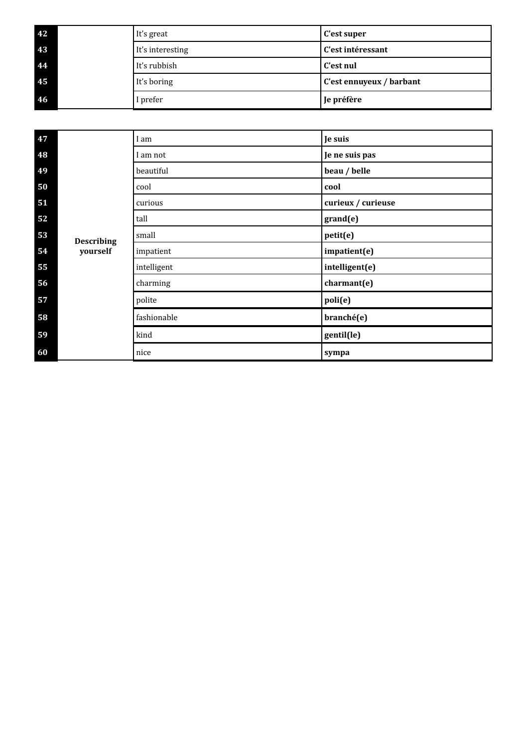| | | | |
|---|---|---|---|
| 42 | | It's great | **C'est super** |
| 43 | | It's interesting | **C'est intéressant** |
| 44 | | It's rubbish | **C'est nul** |
| 45 | | It's boring | **C'est ennuyeux / barbant** |
| 46 | | I prefer | **Je préfère** |

| | | | |
|---|---|---|---|
| 47 | **Describing yourself** | I am | **Je suis** |
| 48 | | I am not | **Je ne suis pas** |
| 49 | | beautiful | **beau / belle** |
| 50 | | cool | **cool** |
| 51 | | curious | **curieux / curieuse** |
| 52 | | tall | **grand(e)** |
| 53 | | small | **petit(e)** |
| 54 | | impatient | **impatient(e)** |
| 55 | | intelligent | **intelligent(e)** |
| 56 | | charming | **charmant(e)** |
| 57 | | polite | **poli(e)** |
| 58 | | fashionable | **branché(e)** |
| 59 | | kind | **gentil(le)** |
| 60 | | nice | **sympa** |